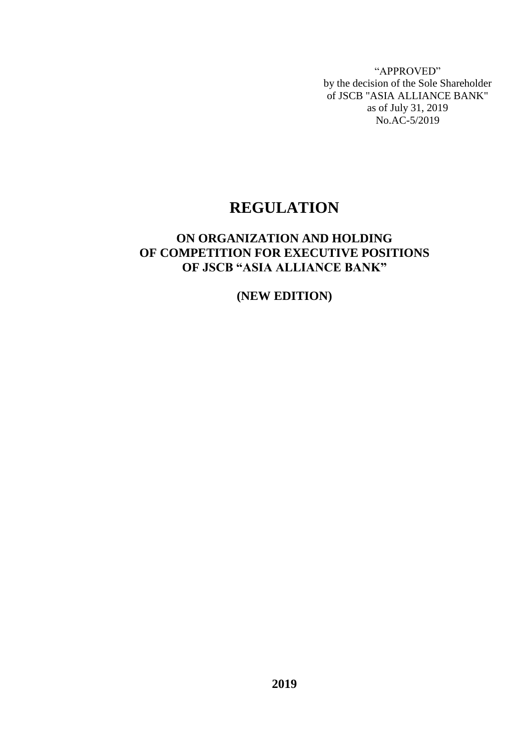"APPROVED"
by the decision of the Sole Shareholder
of JSCB "ASIA ALLIANCE BANK"
as of July 31, 2019
No.AC-5/2019

# REGULATION

## ON ORGANIZATION AND HOLDING OF COMPETITION FOR EXECUTIVE POSITIONS OF JSCB "ASIA ALLIANCE BANK"

## (NEW EDITION)

**2019**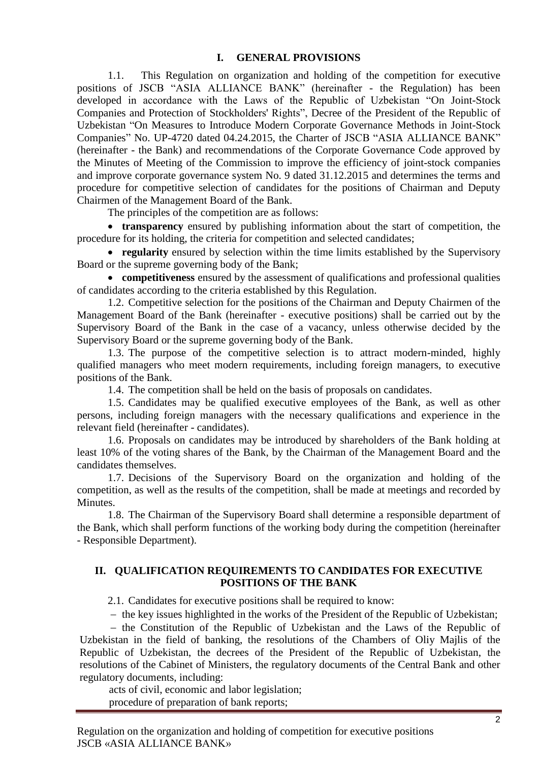# I. GENERAL PROVISIONS

1.1. This Regulation on organization and holding of the competition for executive positions of JSCB "ASIA ALLIANCE BANK" (hereinafter - the Regulation) has been developed in accordance with the Laws of the Republic of Uzbekistan "On Joint-Stock Companies and Protection of Stockholders' Rights", Decree of the President of the Republic of Uzbekistan "On Measures to Introduce Modern Corporate Governance Methods in Joint-Stock Companies" No. UP-4720 dated 04.24.2015, the Charter of JSCB "ASIA ALLIANCE BANK" (hereinafter - the Bank) and recommendations of the Corporate Governance Code approved by the Minutes of Meeting of the Commission to improve the efficiency of joint-stock companies and improve corporate governance system No. 9 dated 31.12.2015 and determines the terms and procedure for competitive selection of candidates for the positions of Chairman and Deputy Chairmen of the Management Board of the Bank.

The principles of the competition are as follows:

- **transparency** ensured by publishing information about the start of competition, the procedure for its holding, the criteria for competition and selected candidates;
- **regularity** ensured by selection within the time limits established by the Supervisory Board or the supreme governing body of the Bank;
- **competitiveness** ensured by the assessment of qualifications and professional qualities of candidates according to the criteria established by this Regulation.

1.2. Competitive selection for the positions of the Chairman and Deputy Chairmen of the Management Board of the Bank (hereinafter - executive positions) shall be carried out by the Supervisory Board of the Bank in the case of a vacancy, unless otherwise decided by the Supervisory Board or the supreme governing body of the Bank.

1.3. The purpose of the competitive selection is to attract modern-minded, highly qualified managers who meet modern requirements, including foreign managers, to executive positions of the Bank.

1.4. The competition shall be held on the basis of proposals on candidates.

1.5. Candidates may be qualified executive employees of the Bank, as well as other persons, including foreign managers with the necessary qualifications and experience in the relevant field (hereinafter - candidates).

1.6. Proposals on candidates may be introduced by shareholders of the Bank holding at least 10% of the voting shares of the Bank, by the Chairman of the Management Board and the candidates themselves.

1.7. Decisions of the Supervisory Board on the organization and holding of the competition, as well as the results of the competition, shall be made at meetings and recorded by Minutes.

1.8. The Chairman of the Supervisory Board shall determine a responsible department of the Bank, which shall perform functions of the working body during the competition (hereinafter - Responsible Department).

# II. QUALIFICATION REQUIREMENTS TO CANDIDATES FOR EXECUTIVE POSITIONS OF THE BANK

2.1. Candidates for executive positions shall be required to know:

- the key issues highlighted in the works of the President of the Republic of Uzbekistan;
- the Constitution of the Republic of Uzbekistan and the Laws of the Republic of Uzbekistan in the field of banking, the resolutions of the Chambers of Oliy Majlis of the Republic of Uzbekistan, the decrees of the President of the Republic of Uzbekistan, the resolutions of the Cabinet of Ministers, the regulatory documents of the Central Bank and other regulatory documents, including:

acts of civil, economic and labor legislation;

procedure of preparation of bank reports;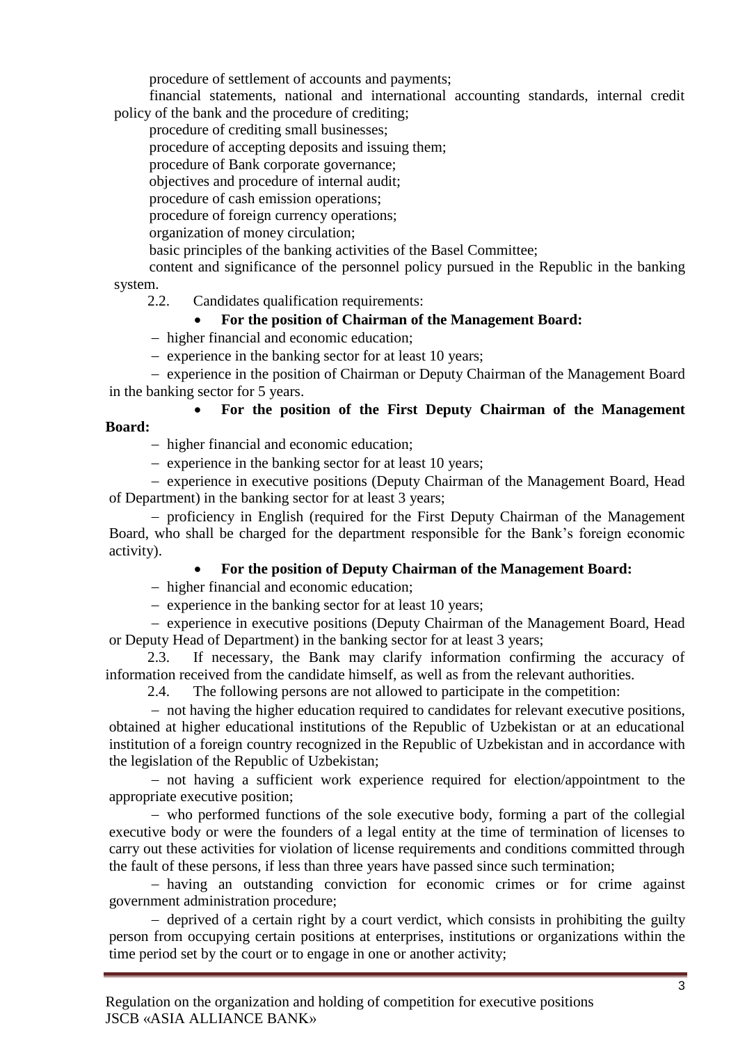procedure of settlement of accounts and payments;

financial statements, national and international accounting standards, internal credit policy of the bank and the procedure of crediting;

procedure of crediting small businesses;

procedure of accepting deposits and issuing them;

procedure of Bank corporate governance;

objectives and procedure of internal audit;

procedure of cash emission operations;

procedure of foreign currency operations;

organization of money circulation;

basic principles of the banking activities of the Basel Committee;

content and significance of the personnel policy pursued in the Republic in the banking system.

2.2. Candidates qualification requirements:

- **For the position of Chairman of the Management Board:**

– higher financial and economic education;

– experience in the banking sector for at least 10 years;

– experience in the position of Chairman or Deputy Chairman of the Management Board in the banking sector for 5 years.

- **For the position of the First Deputy Chairman of the Management Board:**

– higher financial and economic education;

– experience in the banking sector for at least 10 years;

– experience in executive positions (Deputy Chairman of the Management Board, Head of Department) in the banking sector for at least 3 years;

– proficiency in English (required for the First Deputy Chairman of the Management Board, who shall be charged for the department responsible for the Bank's foreign economic activity).

- **For the position of Deputy Chairman of the Management Board:**

– higher financial and economic education;

– experience in the banking sector for at least 10 years;

– experience in executive positions (Deputy Chairman of the Management Board, Head or Deputy Head of Department) in the banking sector for at least 3 years;

2.3. If necessary, the Bank may clarify information confirming the accuracy of information received from the candidate himself, as well as from the relevant authorities.

2.4. The following persons are not allowed to participate in the competition:

– not having the higher education required to candidates for relevant executive positions, obtained at higher educational institutions of the Republic of Uzbekistan or at an educational institution of a foreign country recognized in the Republic of Uzbekistan and in accordance with the legislation of the Republic of Uzbekistan;

– not having a sufficient work experience required for election/appointment to the appropriate executive position;

– who performed functions of the sole executive body, forming a part of the collegial executive body or were the founders of a legal entity at the time of termination of licenses to carry out these activities for violation of license requirements and conditions committed through the fault of these persons, if less than three years have passed since such termination;

– having an outstanding conviction for economic crimes or for crime against government administration procedure;

– deprived of a certain right by a court verdict, which consists in prohibiting the guilty person from occupying certain positions at enterprises, institutions or organizations within the time period set by the court or to engage in one or another activity;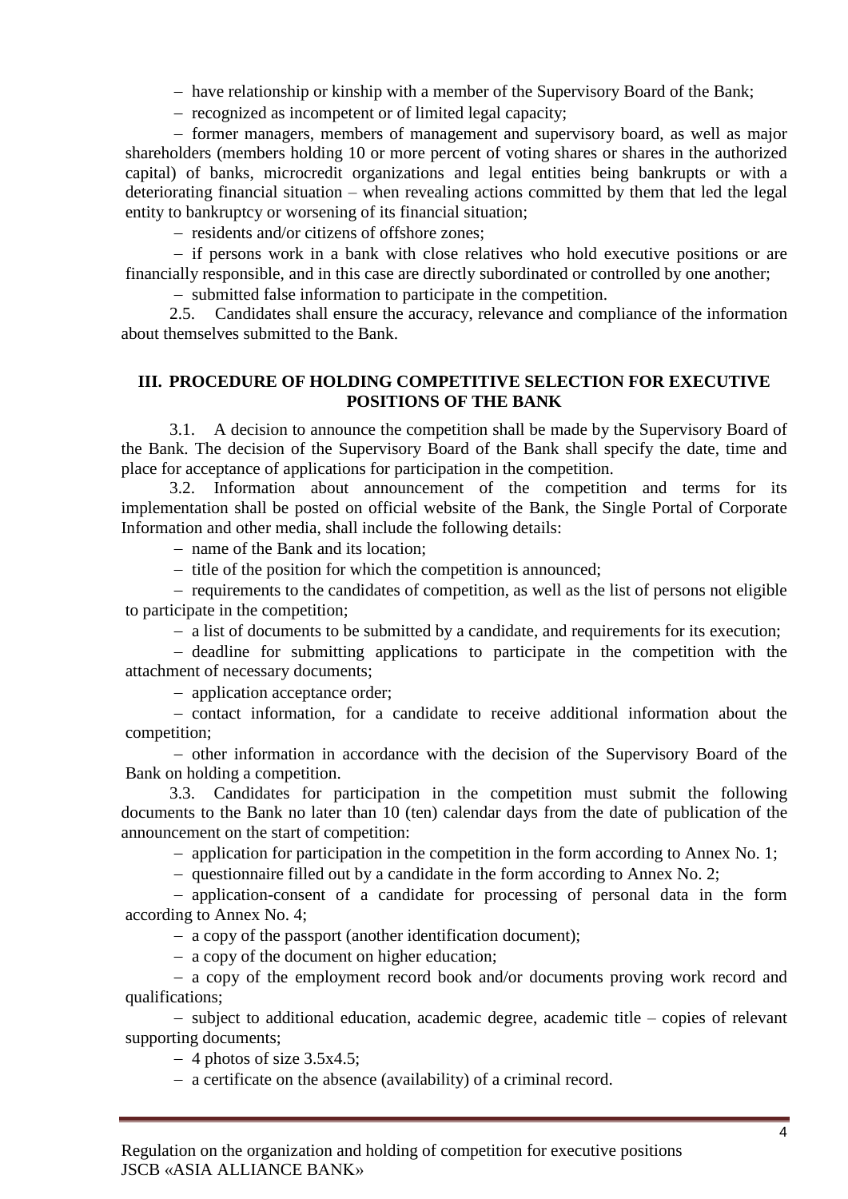- have relationship or kinship with a member of the Supervisory Board of the Bank;
- recognized as incompetent or of limited legal capacity;
- former managers, members of management and supervisory board, as well as major shareholders (members holding 10 or more percent of voting shares or shares in the authorized capital) of banks, microcredit organizations and legal entities being bankrupts or with a deteriorating financial situation – when revealing actions committed by them that led the legal entity to bankruptcy or worsening of its financial situation;
- residents and/or citizens of offshore zones;
- if persons work in a bank with close relatives who hold executive positions or are financially responsible, and in this case are directly subordinated or controlled by one another;
- submitted false information to participate in the competition.

2.5. Candidates shall ensure the accuracy, relevance and compliance of the information about themselves submitted to the Bank.

## III. PROCEDURE OF HOLDING COMPETITIVE SELECTION FOR EXECUTIVE POSITIONS OF THE BANK

3.1. A decision to announce the competition shall be made by the Supervisory Board of the Bank. The decision of the Supervisory Board of the Bank shall specify the date, time and place for acceptance of applications for participation in the competition.

3.2. Information about announcement of the competition and terms for its implementation shall be posted on official website of the Bank, the Single Portal of Corporate Information and other media, shall include the following details:

- name of the Bank and its location;
- title of the position for which the competition is announced;
- requirements to the candidates of competition, as well as the list of persons not eligible to participate in the competition;
- a list of documents to be submitted by a candidate, and requirements for its execution;
- deadline for submitting applications to participate in the competition with the attachment of necessary documents;
- application acceptance order;
- contact information, for a candidate to receive additional information about the competition;
- other information in accordance with the decision of the Supervisory Board of the Bank on holding a competition.

3.3. Candidates for participation in the competition must submit the following documents to the Bank no later than 10 (ten) calendar days from the date of publication of the announcement on the start of competition:

- application for participation in the competition in the form according to Annex No. 1;
- questionnaire filled out by a candidate in the form according to Annex No. 2;
- application-consent of a candidate for processing of personal data in the form according to Annex No. 4;
- a copy of the passport (another identification document);
- a copy of the document on higher education;
- a copy of the employment record book and/or documents proving work record and qualifications;
- subject to additional education, academic degree, academic title – copies of relevant supporting documents;
- 4 photos of size 3.5x4.5;
- a certificate on the absence (availability) of a criminal record.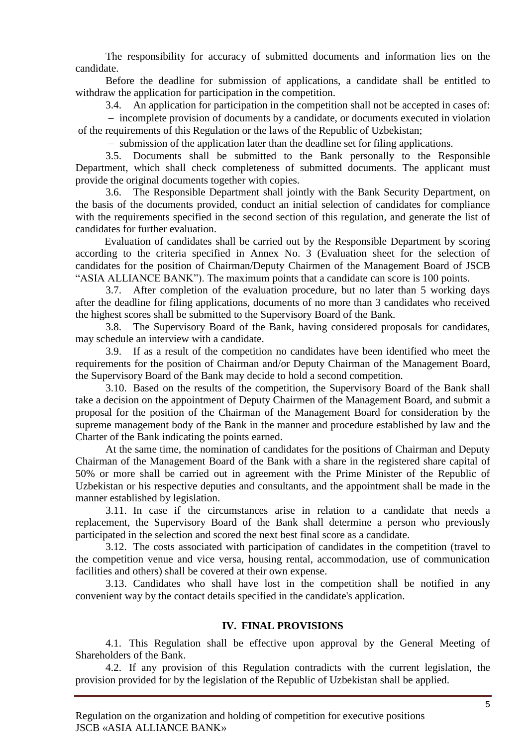The responsibility for accuracy of submitted documents and information lies on the candidate.

Before the deadline for submission of applications, a candidate shall be entitled to withdraw the application for participation in the competition.

3.4. An application for participation in the competition shall not be accepted in cases of:

- incomplete provision of documents by a candidate, or documents executed in violation of the requirements of this Regulation or the laws of the Republic of Uzbekistan;
- submission of the application later than the deadline set for filing applications.

3.5. Documents shall be submitted to the Bank personally to the Responsible Department, which shall check completeness of submitted documents. The applicant must provide the original documents together with copies.

3.6. The Responsible Department shall jointly with the Bank Security Department, on the basis of the documents provided, conduct an initial selection of candidates for compliance with the requirements specified in the second section of this regulation, and generate the list of candidates for further evaluation.

Evaluation of candidates shall be carried out by the Responsible Department by scoring according to the criteria specified in Annex No. 3 (Evaluation sheet for the selection of candidates for the position of Chairman/Deputy Chairmen of the Management Board of JSCB "ASIA ALLIANCE BANK"). The maximum points that a candidate can score is 100 points.

3.7. After completion of the evaluation procedure, but no later than 5 working days after the deadline for filing applications, documents of no more than 3 candidates who received the highest scores shall be submitted to the Supervisory Board of the Bank.

3.8. The Supervisory Board of the Bank, having considered proposals for candidates, may schedule an interview with a candidate.

3.9. If as a result of the competition no candidates have been identified who meet the requirements for the position of Chairman and/or Deputy Chairman of the Management Board, the Supervisory Board of the Bank may decide to hold a second competition.

3.10. Based on the results of the competition, the Supervisory Board of the Bank shall take a decision on the appointment of Deputy Chairmen of the Management Board, and submit a proposal for the position of the Chairman of the Management Board for consideration by the supreme management body of the Bank in the manner and procedure established by law and the Charter of the Bank indicating the points earned.

At the same time, the nomination of candidates for the positions of Chairman and Deputy Chairman of the Management Board of the Bank with a share in the registered share capital of 50% or more shall be carried out in agreement with the Prime Minister of the Republic of Uzbekistan or his respective deputies and consultants, and the appointment shall be made in the manner established by legislation.

3.11. In case if the circumstances arise in relation to a candidate that needs a replacement, the Supervisory Board of the Bank shall determine a person who previously participated in the selection and scored the next best final score as a candidate.

3.12. The costs associated with participation of candidates in the competition (travel to the competition venue and vice versa, housing rental, accommodation, use of communication facilities and others) shall be covered at their own expense.

3.13. Candidates who shall have lost in the competition shall be notified in any convenient way by the contact details specified in the candidate's application.

## IV. FINAL PROVISIONS

4.1. This Regulation shall be effective upon approval by the General Meeting of Shareholders of the Bank.

4.2. If any provision of this Regulation contradicts with the current legislation, the provision provided for by the legislation of the Republic of Uzbekistan shall be applied.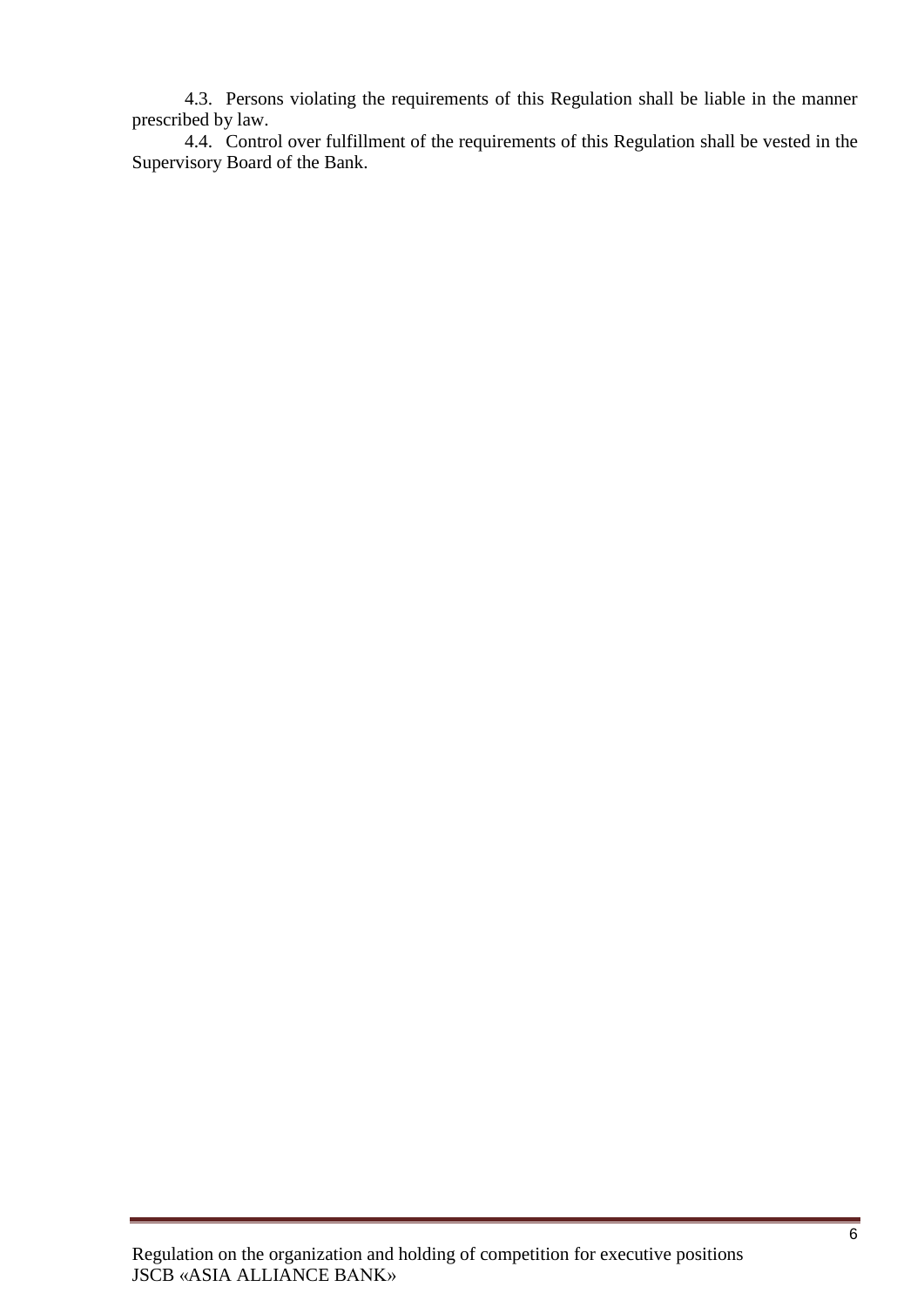4.3. Persons violating the requirements of this Regulation shall be liable in the manner prescribed by law.

4.4. Control over fulfillment of the requirements of this Regulation shall be vested in the Supervisory Board of the Bank.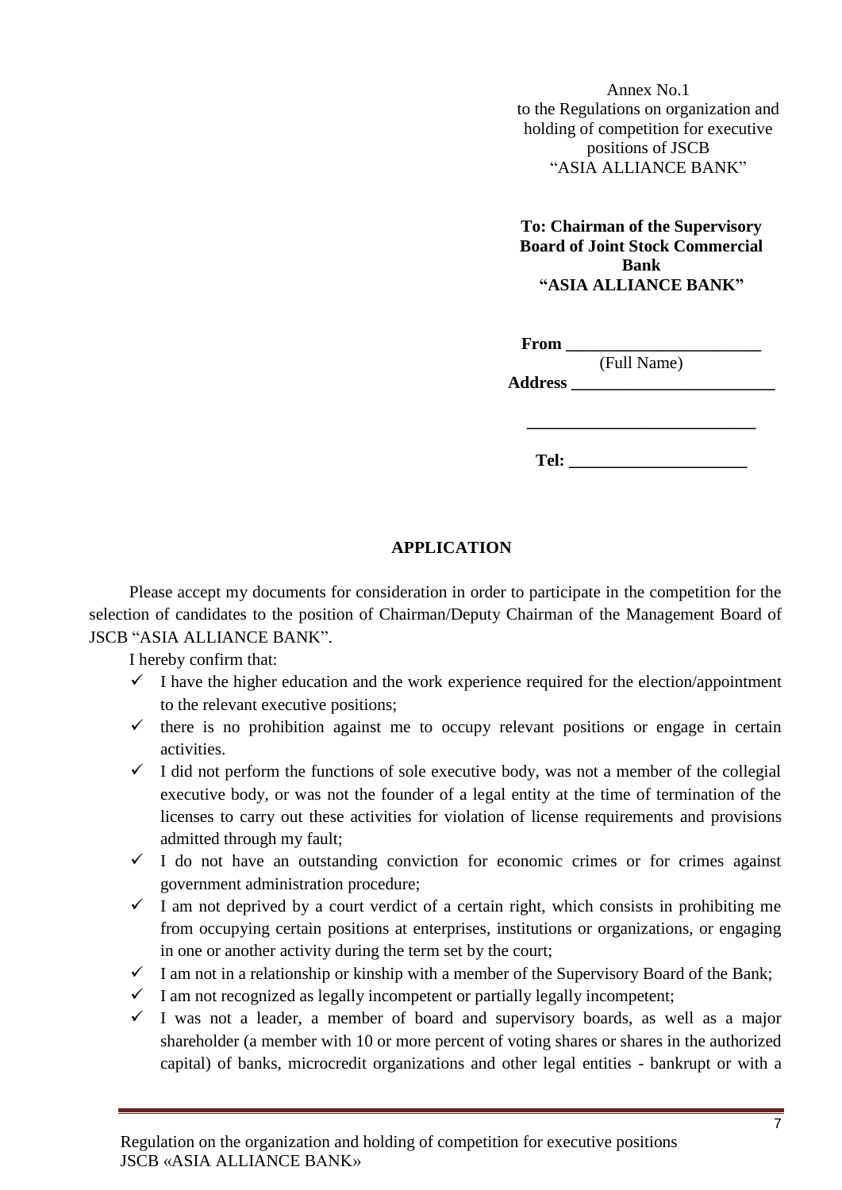Annex No.1
to the Regulations on organization and holding of competition for executive positions of JSCB "ASIA ALLIANCE BANK"

**To: Chairman of the Supervisory Board of Joint Stock Commercial Bank "ASIA ALLIANCE BANK"**

**From ______________________**
(Full Name)
**Address ________________________**

**________________________**

**Tel: ____________________**

## APPLICATION

Please accept my documents for consideration in order to participate in the competition for the selection of candidates to the position of Chairman/Deputy Chairman of the Management Board of JSCB "ASIA ALLIANCE BANK".

I hereby confirm that:

- ✓ I have the higher education and the work experience required for the election/appointment to the relevant executive positions;
- ✓ there is no prohibition against me to occupy relevant positions or engage in certain activities.
- ✓ I did not perform the functions of sole executive body, was not a member of the collegial executive body, or was not the founder of a legal entity at the time of termination of the licenses to carry out these activities for violation of license requirements and provisions admitted through my fault;
- ✓ I do not have an outstanding conviction for economic crimes or for crimes against government administration procedure;
- ✓ I am not deprived by a court verdict of a certain right, which consists in prohibiting me from occupying certain positions at enterprises, institutions or organizations, or engaging in one or another activity during the term set by the court;
- ✓ I am not in a relationship or kinship with a member of the Supervisory Board of the Bank;
- ✓ I am not recognized as legally incompetent or partially legally incompetent;
- ✓ I was not a leader, a member of board and supervisory boards, as well as a major shareholder (a member with 10 or more percent of voting shares or shares in the authorized capital) of banks, microcredit organizations and other legal entities - bankrupt or with a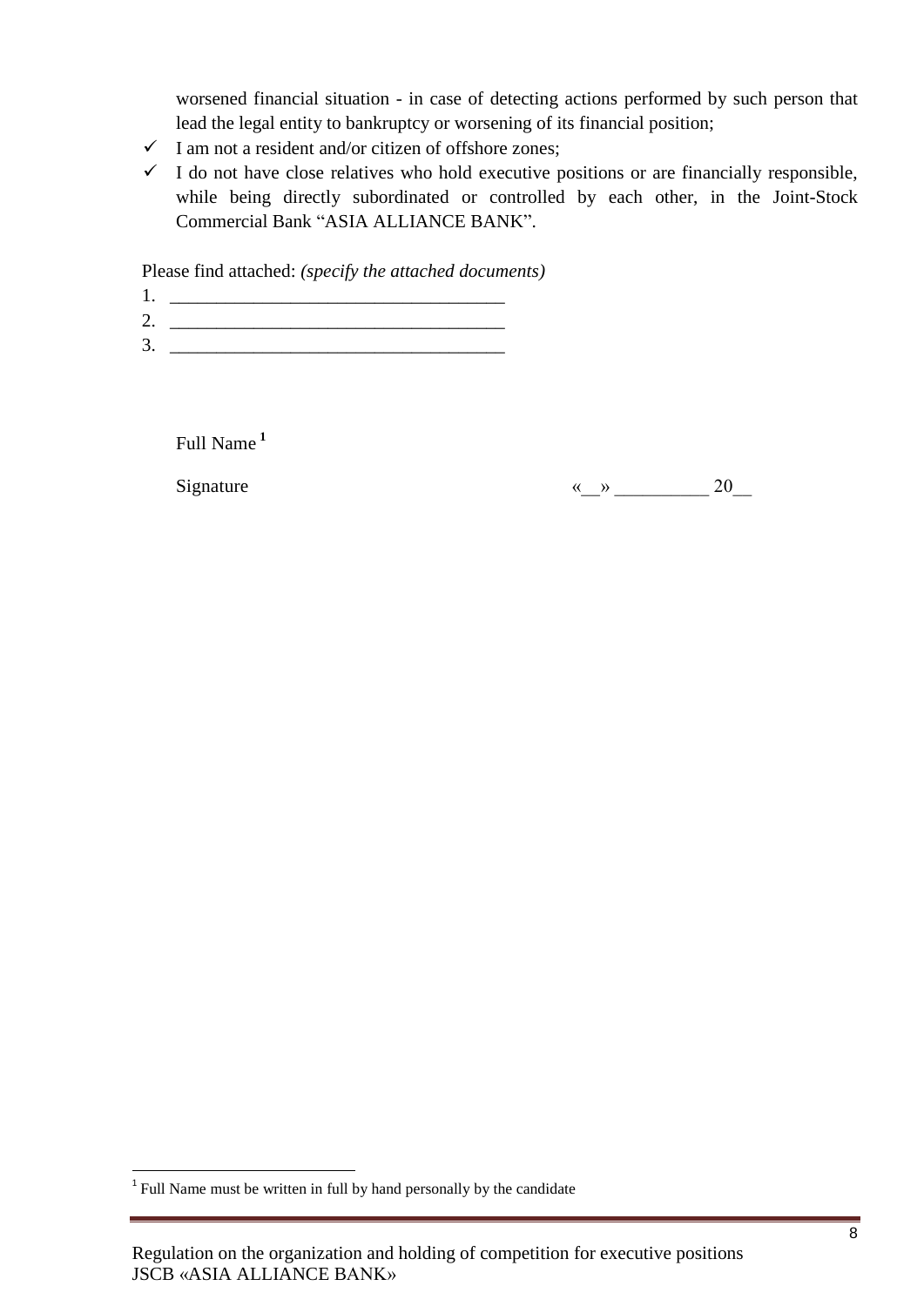worsened financial situation - in case of detecting actions performed by such person that lead the legal entity to bankruptcy or worsening of its financial position;

- ✓ I am not a resident and/or citizen of offshore zones;
- ✓ I do not have close relatives who hold executive positions or are financially responsible, while being directly subordinated or controlled by each other, in the Joint-Stock Commercial Bank "ASIA ALLIANCE BANK".

Please find attached: *(specify the attached documents)*

1. ___________________________________
2. ___________________________________
3. ___________________________________

Full Name [1]

Signature «__» __________ 20__

[1] Full Name must be written in full by hand personally by the candidate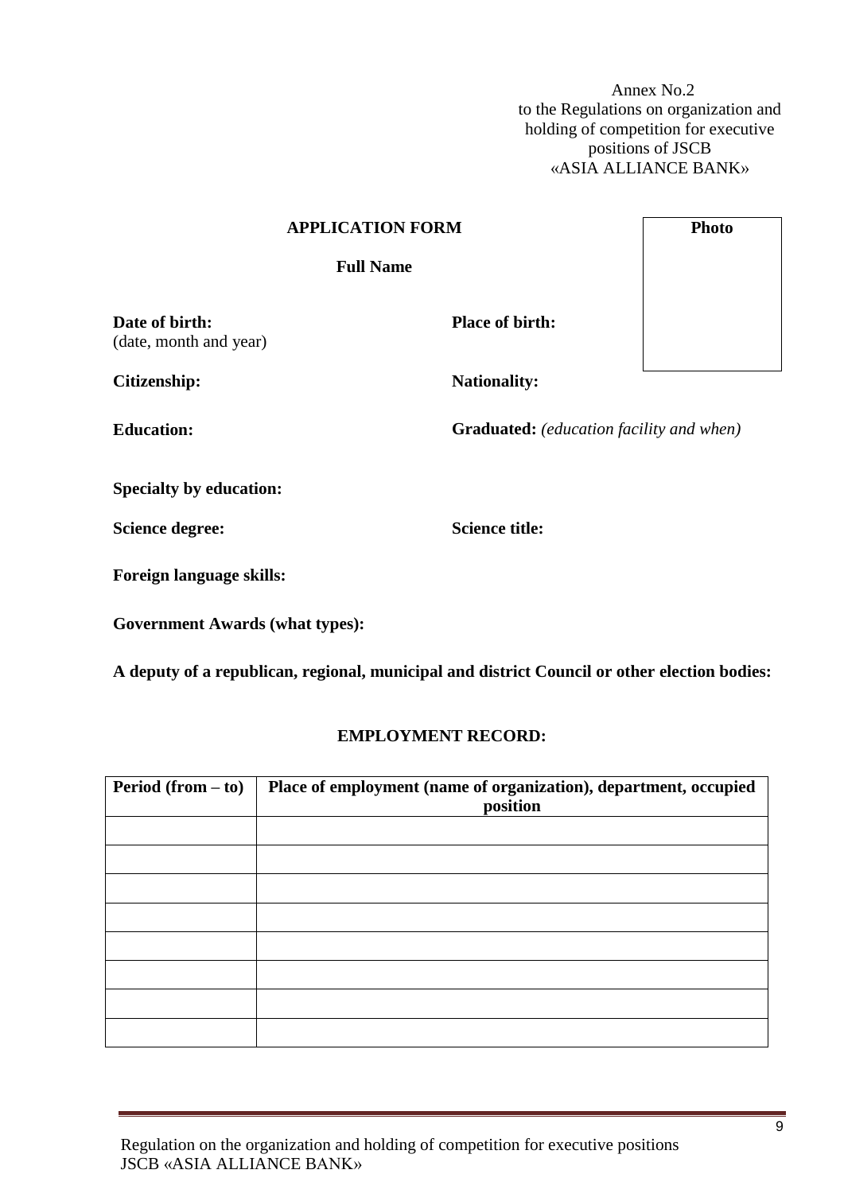Annex No.2
to the Regulations on organization and holding of competition for executive positions of JSCB «ASIA ALLIANCE BANK»

## APPLICATION FORM

**Photo**

**Full Name**

**Date of birth:**
(date, month and year)

**Place of birth:**

**Citizenship:**

**Nationality:**

**Education:**

**Graduated:** *(education facility and when)*

**Specialty by education:**

**Science degree:**

**Science title:**

**Foreign language skills:**

**Government Awards (what types):**

**A deputy of a republican, regional, municipal and district Council or other election bodies:**

## EMPLOYMENT RECORD:

| Period (from – to) | Place of employment (name of organization), department, occupied position |
|---|---|
| | |
| | |
| | |
| | |
| | |
| | |
| | |
| | |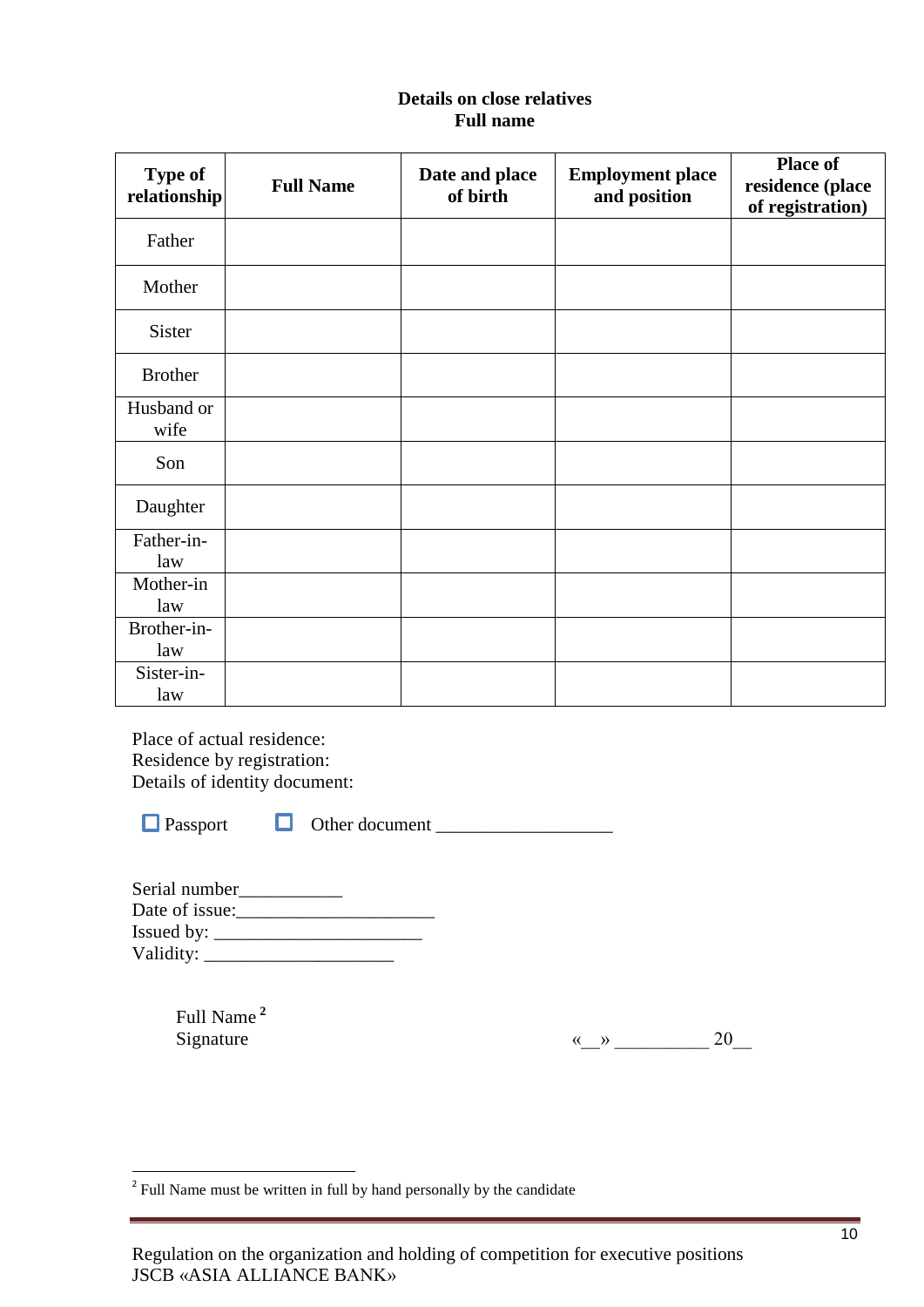**Details on close relatives**
**Full name**

| Type of relationship | Full Name | Date and place of birth | Employment place and position | Place of residence (place of registration) |
|---|---|---|---|---|
| Father | | | | |
| Mother | | | | |
| Sister | | | | |
| Brother | | | | |
| Husband or wife | | | | |
| Son | | | | |
| Daughter | | | | |
| Father-in-law | | | | |
| Mother-in law | | | | |
| Brother-in-law | | | | |
| Sister-in-law | | | | |

Place of actual residence:
Residence by registration:
Details of identity document:

☐ Passport ☐ Other document ___________________

Serial number___________
Date of issue:_____________________
Issued by: ______________________
Validity: ____________________

Full Name [2]
Signature «__» __________ 20__

[2] Full Name must be written in full by hand personally by the candidate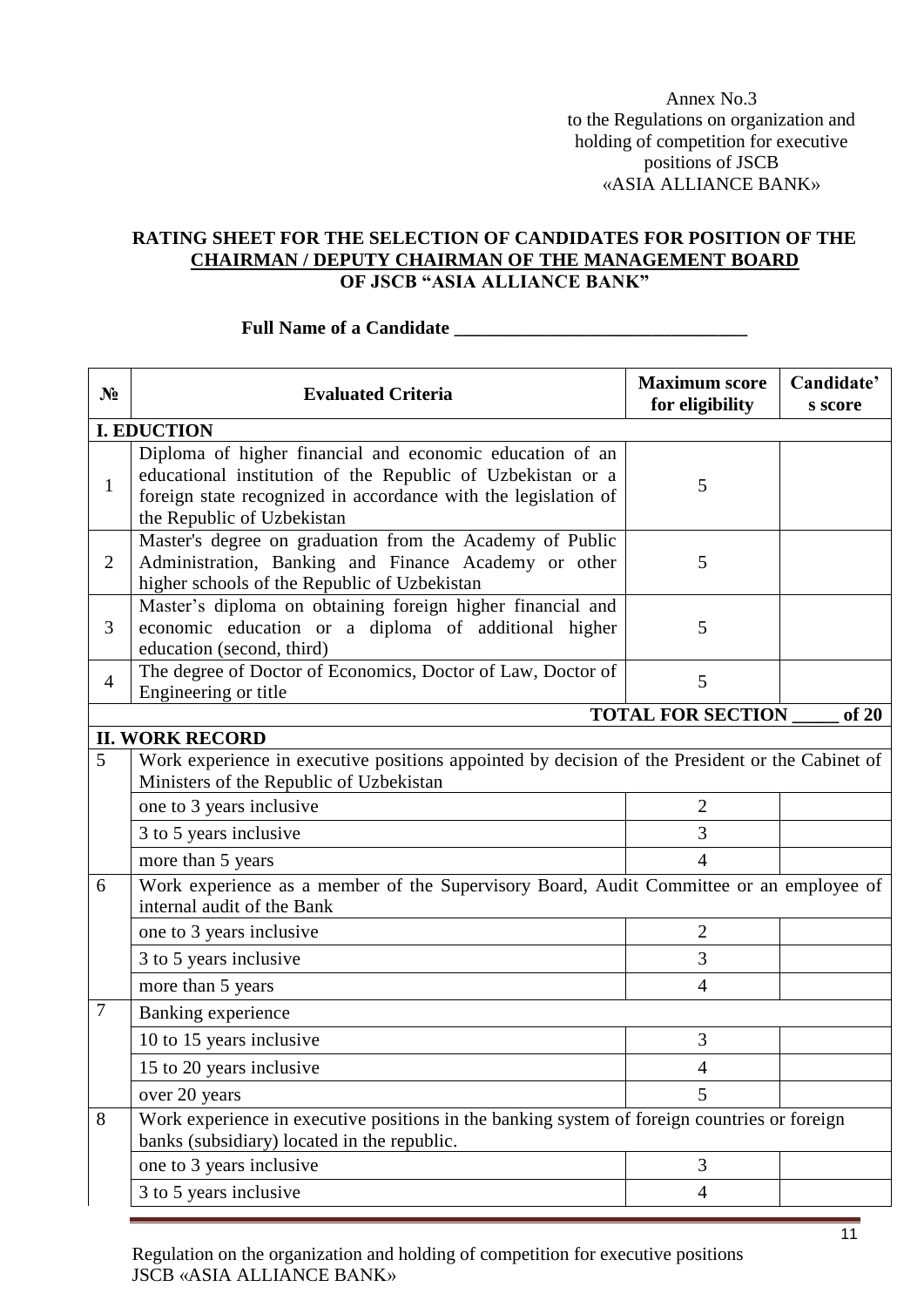Annex No.3
to the Regulations on organization and holding of competition for executive positions of JSCB «ASIA ALLIANCE BANK»

**RATING SHEET FOR THE SELECTION OF CANDIDATES FOR POSITION OF THE CHAIRMAN / DEPUTY CHAIRMAN OF THE MANAGEMENT BOARD OF JSCB "ASIA ALLIANCE BANK"**

**Full Name of a Candidate ________________________________**

| № | Evaluated Criteria | Maximum score for eligibility | Candidate's score |
|---|---|---|---|
| **I. EDUCTION** | | | |
| 1 | Diploma of higher financial and economic education of an educational institution of the Republic of Uzbekistan or a foreign state recognized in accordance with the legislation of the Republic of Uzbekistan | 5 | |
| 2 | Master's degree on graduation from the Academy of Public Administration, Banking and Finance Academy or other higher schools of the Republic of Uzbekistan | 5 | |
| 3 | Master's diploma on obtaining foreign higher financial and economic education or a diploma of additional higher education (second, third) | 5 | |
| 4 | The degree of Doctor of Economics, Doctor of Law, Doctor of Engineering or title | 5 | |
| | | **TOTAL FOR SECTION _____ of 20** | |
| **II. WORK RECORD** | | | |
| 5 | Work experience in executive positions appointed by decision of the President or the Cabinet of Ministers of the Republic of Uzbekistan | | |
| | one to 3 years inclusive | 2 | |
| | 3 to 5 years inclusive | 3 | |
| | more than 5 years | 4 | |
| 6 | Work experience as a member of the Supervisory Board, Audit Committee or an employee of internal audit of the Bank | | |
| | one to 3 years inclusive | 2 | |
| | 3 to 5 years inclusive | 3 | |
| | more than 5 years | 4 | |
| 7 | Banking experience | | |
| | 10 to 15 years inclusive | 3 | |
| | 15 to 20 years inclusive | 4 | |
| | over 20 years | 5 | |
| 8 | Work experience in executive positions in the banking system of foreign countries or foreign banks (subsidiary) located in the republic. | | |
| | one to 3 years inclusive | 3 | |
| | 3 to 5 years inclusive | 4 | |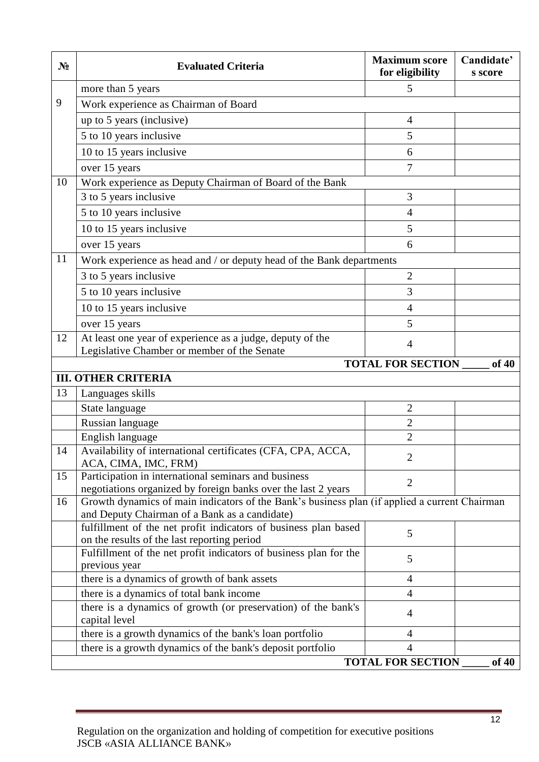| № | Evaluated Criteria | Maximum score for eligibility | Candidate's score |
|---|---|---|---|
| | more than 5 years | 5 | |
| 9 | Work experience as Chairman of Board | | |
| | up to 5 years (inclusive) | 4 | |
| | 5 to 10 years inclusive | 5 | |
| | 10 to 15 years inclusive | 6 | |
| | over 15 years | 7 | |
| 10 | Work experience as Deputy Chairman of Board of the Bank | | |
| | 3 to 5 years inclusive | 3 | |
| | 5 to 10 years inclusive | 4 | |
| | 10 to 15 years inclusive | 5 | |
| | over 15 years | 6 | |
| 11 | Work experience as head and / or deputy head of the Bank departments | | |
| | 3 to 5 years inclusive | 2 | |
| | 5 to 10 years inclusive | 3 | |
| | 10 to 15 years inclusive | 4 | |
| | over 15 years | 5 | |
| 12 | At least one year of experience as a judge, deputy of the Legislative Chamber or member of the Senate | 4 | |
| | | **TOTAL FOR SECTION _____ of 40** | |
| | **III. OTHER CRITERIA** | | |
| 13 | Languages skills | | |
| | State language | 2 | |
| | Russian language | 2 | |
| | English language | 2 | |
| 14 | Availability of international certificates (CFA, CPA, ACCA, ACA, CIMA, IMC, FRM) | 2 | |
| 15 | Participation in international seminars and business negotiations organized by foreign banks over the last 2 years | 2 | |
| 16 | Growth dynamics of main indicators of the Bank's business plan (if applied a current Chairman and Deputy Chairman of a Bank as a candidate) | | |
| | fulfillment of the net profit indicators of business plan based on the results of the last reporting period | 5 | |
| | Fulfillment of the net profit indicators of business plan for the previous year | 5 | |
| | there is a dynamics of growth of bank assets | 4 | |
| | there is a dynamics of total bank income | 4 | |
| | there is a dynamics of growth (or preservation) of the bank's capital level | 4 | |
| | there is a growth dynamics of the bank's loan portfolio | 4 | |
| | there is a growth dynamics of the bank's deposit portfolio | 4 | |
| | | **TOTAL FOR SECTION _____ of 40** | |

Regulation on the organization and holding of competition for executive positions JSCB «ASIA ALLIANCE BANK»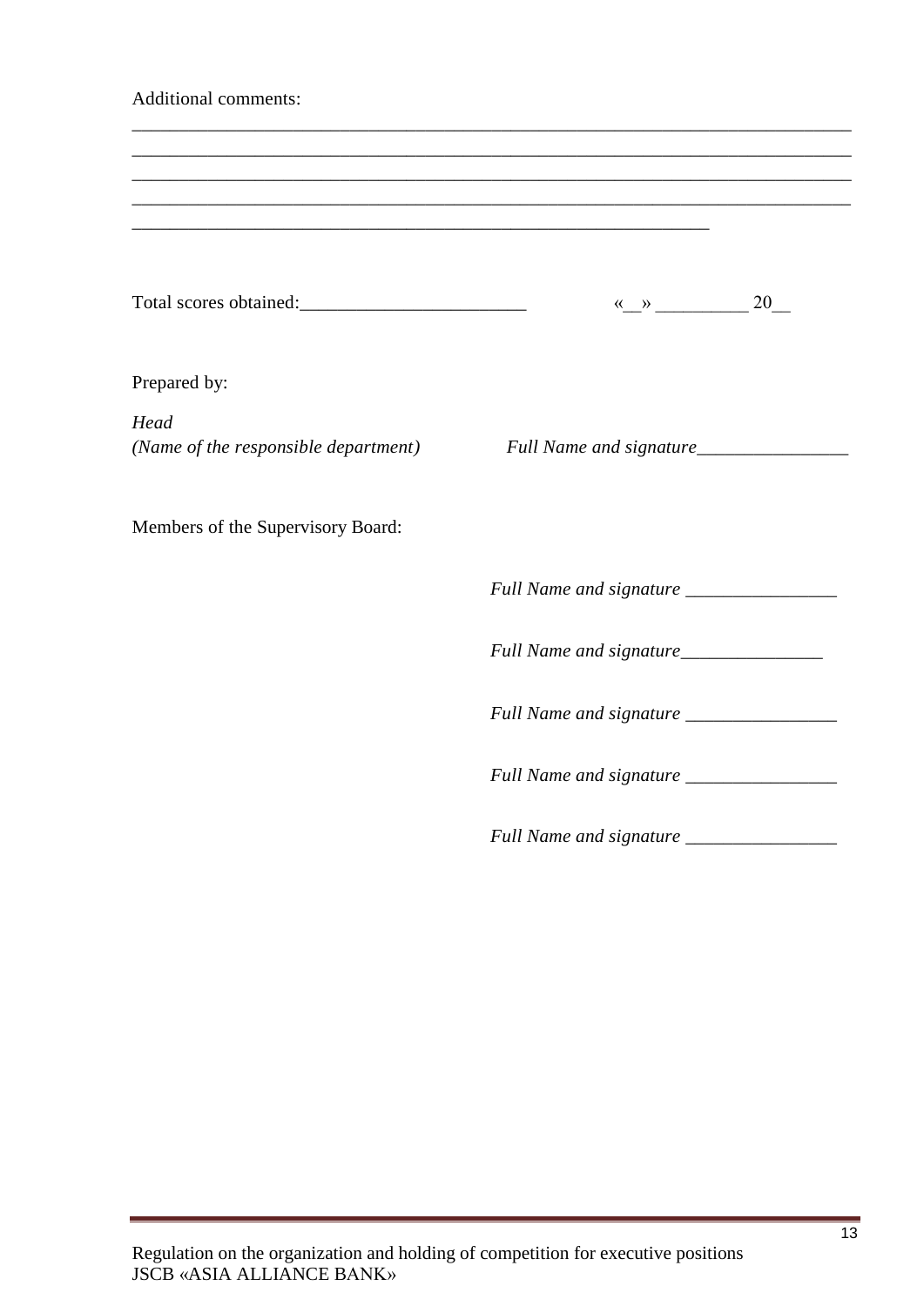Additional comments:

\_\_\_\_\_\_\_\_\_\_\_\_\_\_\_\_\_\_\_\_\_\_\_\_\_\_\_\_\_\_\_\_\_\_\_\_\_\_\_\_\_\_\_\_\_\_\_\_\_\_\_\_\_\_\_\_\_\_\_\_\_\_\_\_\_\_\_\_\_\_\_\_\_\_\_\_\_\_\_\_\_\_
\_\_\_\_\_\_\_\_\_\_\_\_\_\_\_\_\_\_\_\_\_\_\_\_\_\_\_\_\_\_\_\_\_\_\_\_\_\_\_\_\_\_\_\_\_\_\_\_\_\_\_\_\_\_\_\_\_\_\_\_\_\_\_\_\_\_\_\_\_\_\_\_\_\_\_\_\_\_\_\_\_\_
\_\_\_\_\_\_\_\_\_\_\_\_\_\_\_\_\_\_\_\_\_\_\_\_\_\_\_\_\_\_\_\_\_\_\_\_\_\_\_\_\_\_\_\_\_\_\_\_\_\_\_\_\_\_\_\_\_\_\_\_\_\_\_\_\_\_\_\_\_\_\_\_\_\_\_\_\_\_\_\_\_\_
\_\_\_\_\_\_\_\_\_\_\_\_\_\_\_\_\_\_\_\_\_\_\_\_\_\_\_\_\_\_\_\_\_\_\_\_\_\_\_\_\_\_\_\_\_\_\_\_\_\_\_\_\_\_\_\_\_\_\_\_\_\_\_\_\_\_\_\_\_\_\_\_\_\_\_\_\_\_\_\_\_\_
\_\_\_\_\_\_\_\_\_\_\_\_\_\_\_\_\_\_\_\_\_\_\_\_\_\_\_\_\_\_\_\_\_\_\_\_\_\_\_\_\_\_\_\_\_\_\_\_\_\_\_\_\_\_\_\_\_\_\_\_\_\_\_\_

Total scores obtained:\_\_\_\_\_\_\_\_\_\_\_\_\_\_\_\_\_\_\_\_\_\_\_\_\_ «\_\_» \_\_\_\_\_\_\_\_\_\_ 20\_\_

Prepared by:

*Head*
*(Name of the responsible department)* *Full Name and signature*\_\_\_\_\_\_\_\_\_\_\_\_\_\_\_\_\_

Members of the Supervisory Board:

*Full Name and signature* \_\_\_\_\_\_\_\_\_\_\_\_\_\_\_\_\_

*Full Name and signature*\_\_\_\_\_\_\_\_\_\_\_\_\_\_\_\_

*Full Name and signature* \_\_\_\_\_\_\_\_\_\_\_\_\_\_\_\_\_

*Full Name and signature* \_\_\_\_\_\_\_\_\_\_\_\_\_\_\_\_\_

*Full Name and signature* \_\_\_\_\_\_\_\_\_\_\_\_\_\_\_\_\_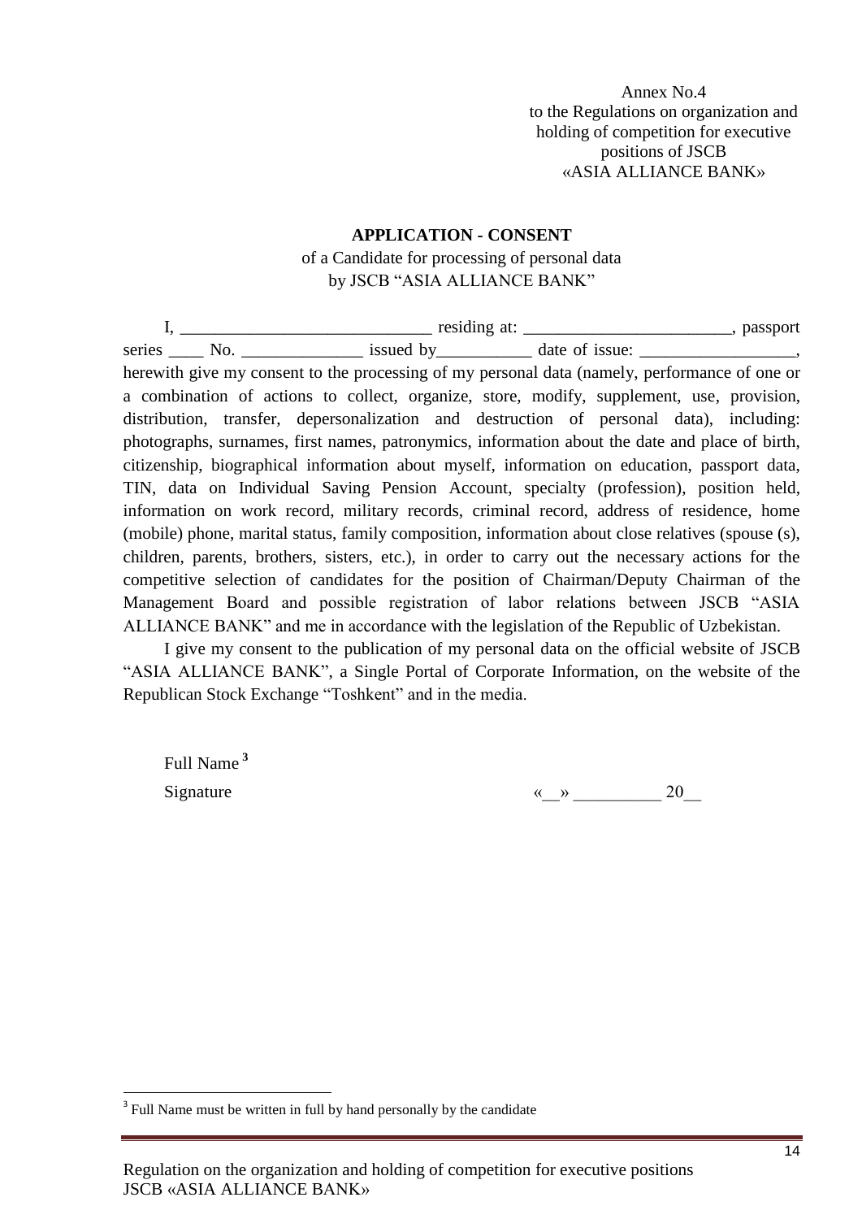Annex No.4
to the Regulations on organization and holding of competition for executive positions of JSCB «ASIA ALLIANCE BANK»

**APPLICATION - CONSENT**

of a Candidate for processing of personal data by JSCB "ASIA ALLIANCE BANK"

I, ____________________________ residing at: ________________________, passport series ____ No. ______________ issued by___________ date of issue: __________________, herewith give my consent to the processing of my personal data (namely, performance of one or a combination of actions to collect, organize, store, modify, supplement, use, provision, distribution, transfer, depersonalization and destruction of personal data), including: photographs, surnames, first names, patronymics, information about the date and place of birth, citizenship, biographical information about myself, information on education, passport data, TIN, data on Individual Saving Pension Account, specialty (profession), position held, information on work record, military records, criminal record, address of residence, home (mobile) phone, marital status, family composition, information about close relatives (spouse (s), children, parents, brothers, sisters, etc.), in order to carry out the necessary actions for the competitive selection of candidates for the position of Chairman/Deputy Chairman of the Management Board and possible registration of labor relations between JSCB "ASIA ALLIANCE BANK" and me in accordance with the legislation of the Republic of Uzbekistan.

I give my consent to the publication of my personal data on the official website of JSCB "ASIA ALLIANCE BANK", a Single Portal of Corporate Information, on the website of the Republican Stock Exchange "Toshkent" and in the media.

Full Name [3]

Signature «__» __________ 20__

[3] Full Name must be written in full by hand personally by the candidate